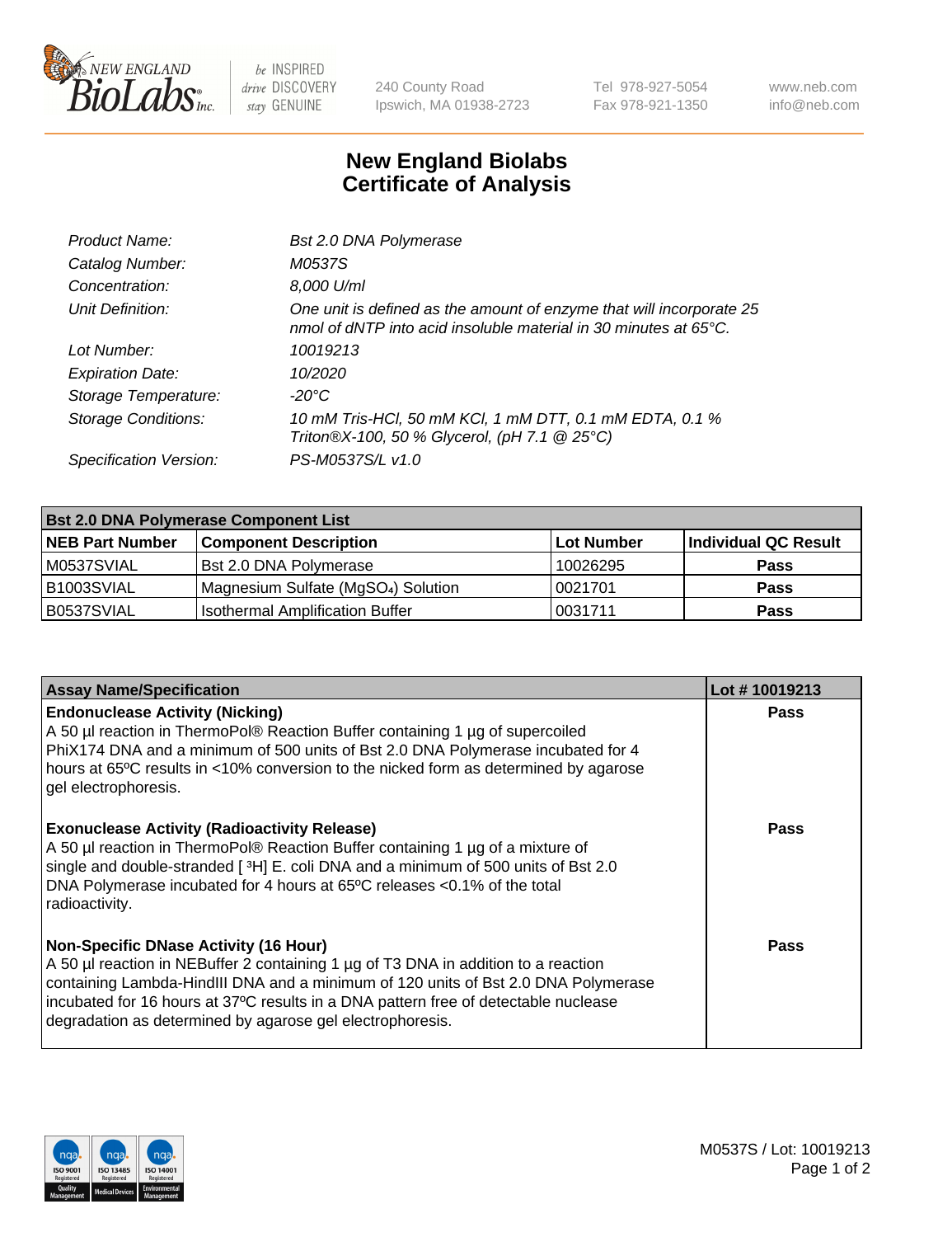# New England Biolabs Certificate of Analysis

| | |
|---|---|
| *Product Name:* | *Bst 2.0 DNA Polymerase* |
| *Catalog Number:* | *M0537S* |
| *Concentration:* | *8,000 U/ml* |
| *Unit Definition:* | *One unit is defined as the amount of enzyme that will incorporate 25 nmol of dNTP into acid insoluble material in 30 minutes at 65°C.* |
| *Lot Number:* | *10019213* |
| *Expiration Date:* | *10/2020* |
| *Storage Temperature:* | *-20°C* |
| *Storage Conditions:* | *10 mM Tris-HCl, 50 mM KCl, 1 mM DTT, 0.1 mM EDTA, 0.1 % Triton®X-100, 50 % Glycerol, (pH 7.1 @ 25°C)* |
| *Specification Version:* | *PS-M0537S/L v1.0* |

| **Bst 2.0 DNA Polymerase Component List** | | | |
|---|---|---|---|
| **NEB Part Number** | **Component Description** | **Lot Number** | **Individual QC Result** |
| M0537SVIAL | Bst 2.0 DNA Polymerase | 10026295 | **Pass** |
| B1003SVIAL | Magnesium Sulfate ($MgSO_4$) Solution | 0021701 | **Pass** |
| B0537SVIAL | Isothermal Amplification Buffer | 0031711 | **Pass** |

| **Assay Name/Specification** | **Lot # 10019213** |
|---|---|
| **Endonuclease Activity (Nicking)** A 50 µl reaction in ThermoPol® Reaction Buffer containing 1 µg of supercoiled PhiX174 DNA and a minimum of 500 units of Bst 2.0 DNA Polymerase incubated for 4 hours at 65ºC results in <10% conversion to the nicked form as determined by agarose gel electrophoresis. | **Pass** |
| **Exonuclease Activity (Radioactivity Release)** A 50 µl reaction in ThermoPol® Reaction Buffer containing 1 µg of a mixture of single and double-stranded [ $^3$H] E. coli DNA and a minimum of 500 units of Bst 2.0 DNA Polymerase incubated for 4 hours at 65ºC releases <0.1% of the total radioactivity. | **Pass** |
| **Non-Specific DNase Activity (16 Hour)** A 50 µl reaction in NEBuffer 2 containing 1 µg of T3 DNA in addition to a reaction containing Lambda-HindIII DNA and a minimum of 120 units of Bst 2.0 DNA Polymerase incubated for 16 hours at 37ºC results in a DNA pattern free of detectable nuclease degradation as determined by agarose gel electrophoresis. | **Pass** |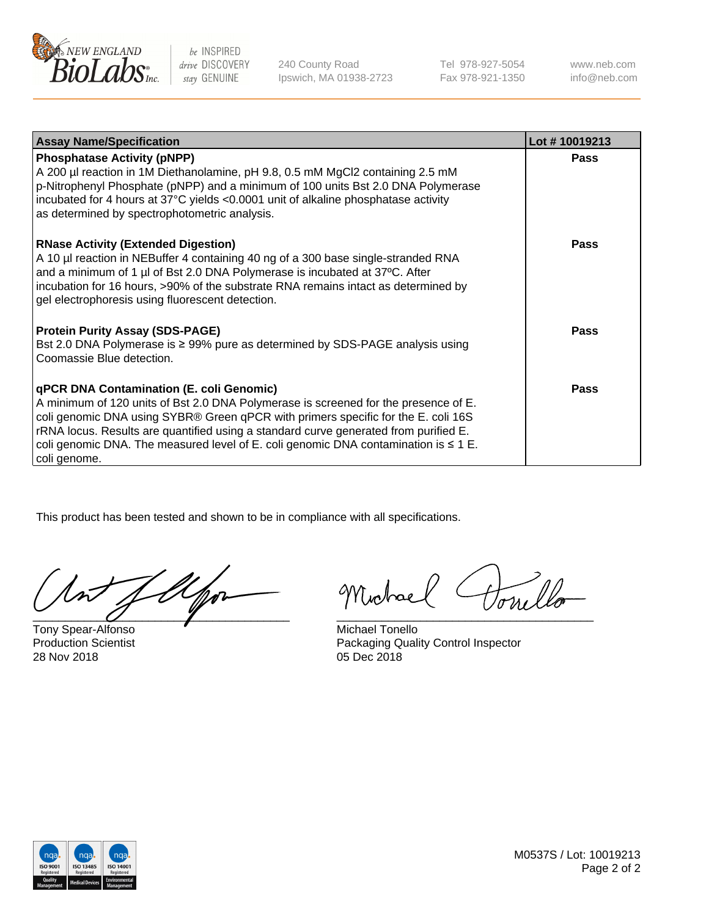240 County Road
Ipswich, MA 01938-2723

Tel 978-927-5054
Fax 978-921-1350

www.neb.com
info@neb.com

| Assay Name/Specification | Lot # 10019213 |
|---|---|
| **Phosphatase Activity (pNPP)**<br>A 200 µl reaction in 1M Diethanolamine, pH 9.8, 0.5 mM $MgCl_2$ containing 2.5 mM p-Nitrophenyl Phosphate (pNPP) and a minimum of 100 units Bst 2.0 DNA Polymerase incubated for 4 hours at 37°C yields <0.0001 unit of alkaline phosphatase activity as determined by spectrophotometric analysis. | **Pass** |
| **RNase Activity (Extended Digestion)**<br>A 10 µl reaction in NEBuffer 4 containing 40 ng of a 300 base single-stranded RNA and a minimum of 1 µl of Bst 2.0 DNA Polymerase is incubated at 37ºC. After incubation for 16 hours, >90% of the substrate RNA remains intact as determined by gel electrophoresis using fluorescent detection. | **Pass** |
| **Protein Purity Assay (SDS-PAGE)**<br>Bst 2.0 DNA Polymerase is ≥ 99% pure as determined by SDS-PAGE analysis using Coomassie Blue detection. | **Pass** |
| **qPCR DNA Contamination (E. coli Genomic)**<br>A minimum of 120 units of Bst 2.0 DNA Polymerase is screened for the presence of E. coli genomic DNA using SYBR® Green qPCR with primers specific for the E. coli 16S rRNA locus. Results are quantified using a standard curve generated from purified E. coli genomic DNA. The measured level of E. coli genomic DNA contamination is ≤ 1 E. coli genome. | **Pass** |

This product has been tested and shown to be in compliance with all specifications.

Tony Spear-Alfonso
Production Scientist
28 Nov 2018

Michael Tonello
Packaging Quality Control Inspector
05 Dec 2018

M0537S / Lot: 10019213